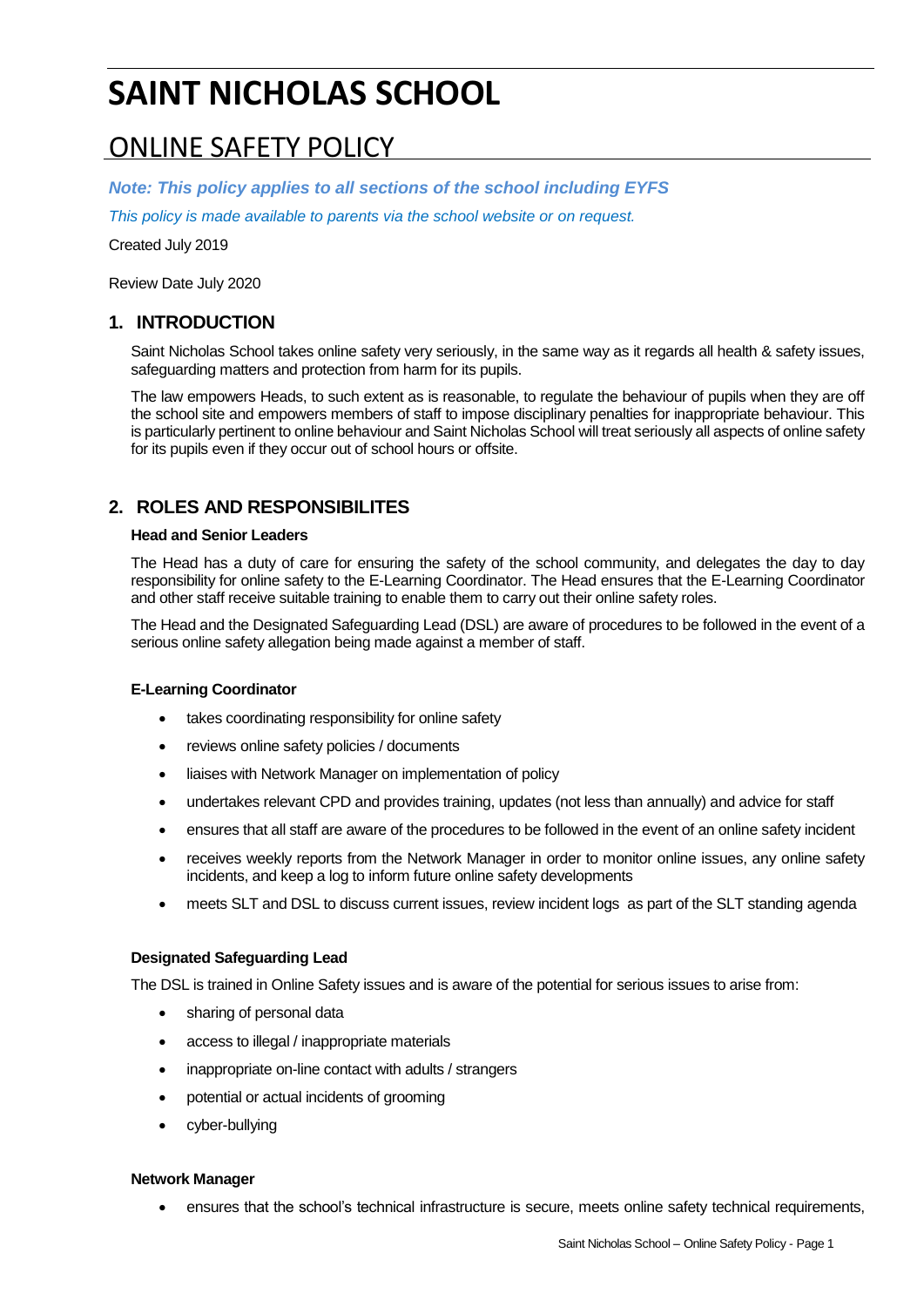# SAINT NICHOLAS SCHOOL

## ONLINE SAFETY POLICY

***Note: This policy applies to all sections of the school including EYFS***

*This policy is made available to parents via the school website or on request.*

Created July 2019

Review Date July 2020

## 1. INTRODUCTION

Saint Nicholas School takes online safety very seriously, in the same way as it regards all health & safety issues, safeguarding matters and protection from harm for its pupils.

The law empowers Heads, to such extent as is reasonable, to regulate the behaviour of pupils when they are off the school site and empowers members of staff to impose disciplinary penalties for inappropriate behaviour. This is particularly pertinent to online behaviour and Saint Nicholas School will treat seriously all aspects of online safety for its pupils even if they occur out of school hours or offsite.

## 2. ROLES AND RESPONSIBILITES

**Head and Senior Leaders**

The Head has a duty of care for ensuring the safety of the school community, and delegates the day to day responsibility for online safety to the E-Learning Coordinator. The Head ensures that the E-Learning Coordinator and other staff receive suitable training to enable them to carry out their online safety roles.

The Head and the Designated Safeguarding Lead (DSL) are aware of procedures to be followed in the event of a serious online safety allegation being made against a member of staff.

**E-Learning Coordinator**

- takes coordinating responsibility for online safety
- reviews online safety policies / documents
- liaises with Network Manager on implementation of policy
- undertakes relevant CPD and provides training, updates (not less than annually) and advice for staff
- ensures that all staff are aware of the procedures to be followed in the event of an online safety incident
- receives weekly reports from the Network Manager in order to monitor online issues, any online safety incidents, and keep a log to inform future online safety developments
- meets SLT and DSL to discuss current issues, review incident logs as part of the SLT standing agenda

**Designated Safeguarding Lead**

The DSL is trained in Online Safety issues and is aware of the potential for serious issues to arise from:

- sharing of personal data
- access to illegal / inappropriate materials
- inappropriate on-line contact with adults / strangers
- potential or actual incidents of grooming
- cyber-bullying

**Network Manager**

- ensures that the school's technical infrastructure is secure, meets online safety technical requirements,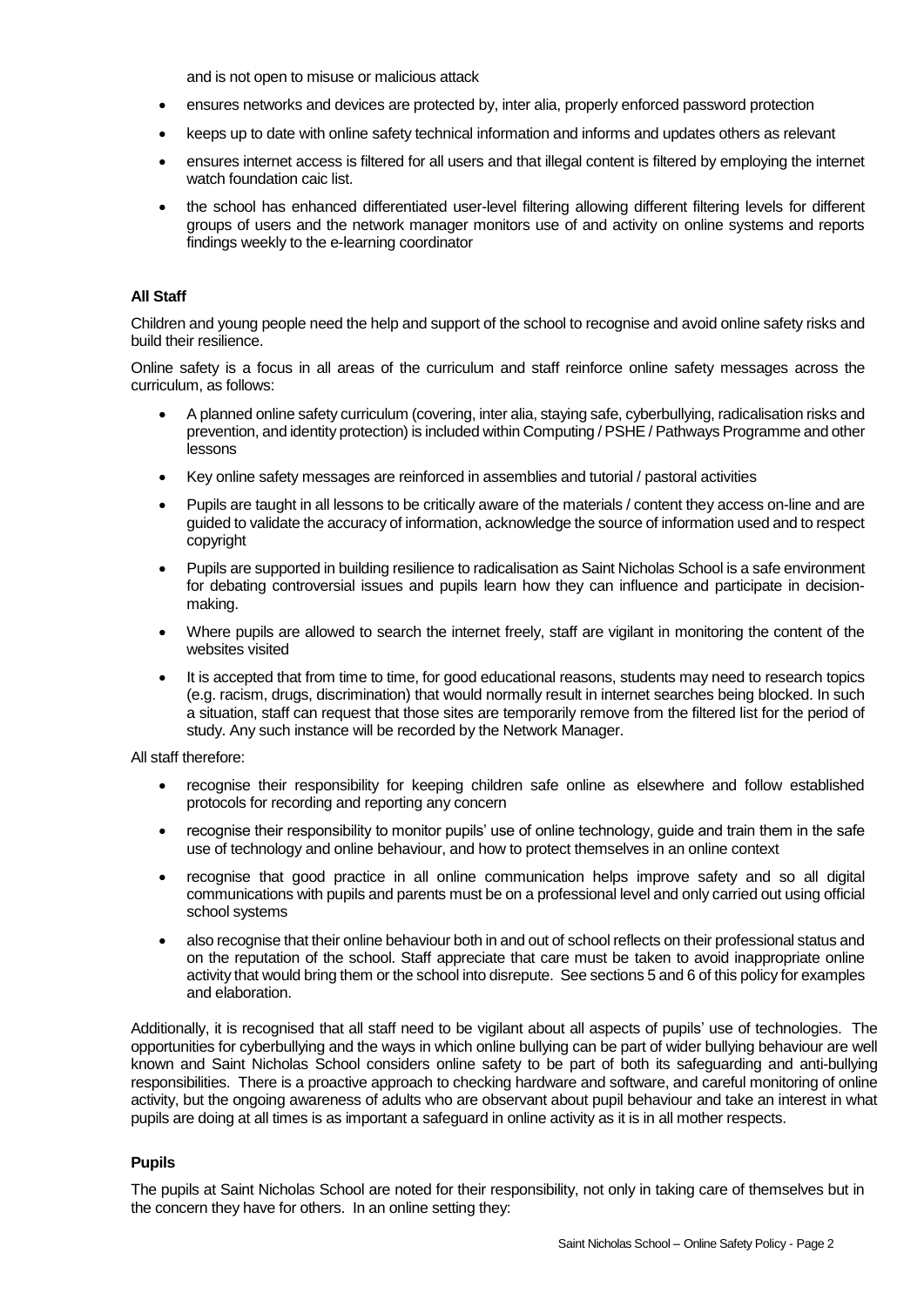and is not open to misuse or malicious attack

- ensures networks and devices are protected by, inter alia, properly enforced password protection
- keeps up to date with online safety technical information and informs and updates others as relevant
- ensures internet access is filtered for all users and that illegal content is filtered by employing the internet watch foundation caic list.
- the school has enhanced differentiated user-level filtering allowing different filtering levels for different groups of users and the network manager monitors use of and activity on online systems and reports findings weekly to the e-learning coordinator

**All Staff**

Children and young people need the help and support of the school to recognise and avoid online safety risks and build their resilience.

Online safety is a focus in all areas of the curriculum and staff reinforce online safety messages across the curriculum, as follows:

- A planned online safety curriculum (covering, inter alia, staying safe, cyberbullying, radicalisation risks and prevention, and identity protection) is included within Computing / PSHE / Pathways Programme and other lessons
- Key online safety messages are reinforced in assemblies and tutorial / pastoral activities
- Pupils are taught in all lessons to be critically aware of the materials / content they access on-line and are guided to validate the accuracy of information, acknowledge the source of information used and to respect copyright
- Pupils are supported in building resilience to radicalisation as Saint Nicholas School is a safe environment for debating controversial issues and pupils learn how they can influence and participate in decision-making.
- Where pupils are allowed to search the internet freely, staff are vigilant in monitoring the content of the websites visited
- It is accepted that from time to time, for good educational reasons, students may need to research topics (e.g. racism, drugs, discrimination) that would normally result in internet searches being blocked. In such a situation, staff can request that those sites are temporarily remove from the filtered list for the period of study. Any such instance will be recorded by the Network Manager.

All staff therefore:

- recognise their responsibility for keeping children safe online as elsewhere and follow established protocols for recording and reporting any concern
- recognise their responsibility to monitor pupils' use of online technology, guide and train them in the safe use of technology and online behaviour, and how to protect themselves in an online context
- recognise that good practice in all online communication helps improve safety and so all digital communications with pupils and parents must be on a professional level and only carried out using official school systems
- also recognise that their online behaviour both in and out of school reflects on their professional status and on the reputation of the school. Staff appreciate that care must be taken to avoid inappropriate online activity that would bring them or the school into disrepute. See sections 5 and 6 of this policy for examples and elaboration.

Additionally, it is recognised that all staff need to be vigilant about all aspects of pupils' use of technologies. The opportunities for cyberbullying and the ways in which online bullying can be part of wider bullying behaviour are well known and Saint Nicholas School considers online safety to be part of both its safeguarding and anti-bullying responsibilities. There is a proactive approach to checking hardware and software, and careful monitoring of online activity, but the ongoing awareness of adults who are observant about pupil behaviour and take an interest in what pupils are doing at all times is as important a safeguard in online activity as it is in all mother respects.

**Pupils**

The pupils at Saint Nicholas School are noted for their responsibility, not only in taking care of themselves but in the concern they have for others. In an online setting they: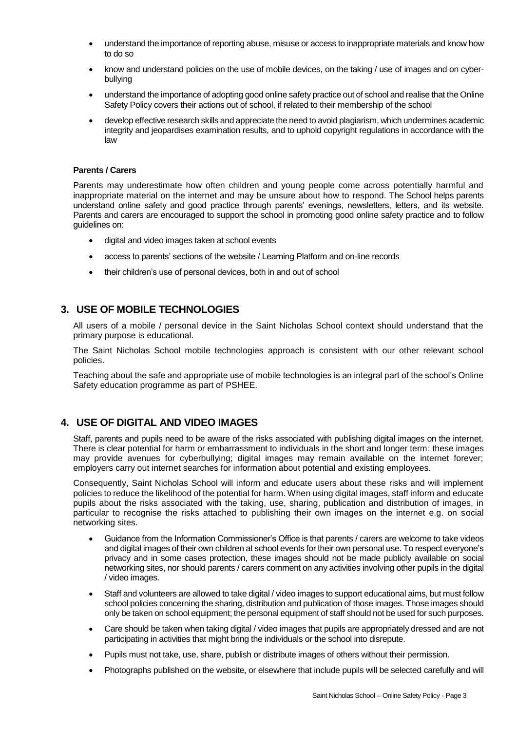- understand the importance of reporting abuse, misuse or access to inappropriate materials and know how to do so
- know and understand policies on the use of mobile devices, on the taking / use of images and on cyber-bullying
- understand the importance of adopting good online safety practice out of school and realise that the Online Safety Policy covers their actions out of school, if related to their membership of the school
- develop effective research skills and appreciate the need to avoid plagiarism, which undermines academic integrity and jeopardises examination results, and to uphold copyright regulations in accordance with the law

**Parents / Carers**

Parents may underestimate how often children and young people come across potentially harmful and inappropriate material on the internet and may be unsure about how to respond. The School helps parents understand online safety and good practice through parents' evenings, newsletters, letters, and its website. Parents and carers are encouraged to support the school in promoting good online safety practice and to follow guidelines on:

- digital and video images taken at school events
- access to parents' sections of the website / Learning Platform and on-line records
- their children's use of personal devices, both in and out of school

## 3. USE OF MOBILE TECHNOLOGIES

All users of a mobile / personal device in the Saint Nicholas School context should understand that the primary purpose is educational.

The Saint Nicholas School mobile technologies approach is consistent with our other relevant school policies.

Teaching about the safe and appropriate use of mobile technologies is an integral part of the school's Online Safety education programme as part of PSHEE.

## 4. USE OF DIGITAL AND VIDEO IMAGES

Staff, parents and pupils need to be aware of the risks associated with publishing digital images on the internet. There is clear potential for harm or embarrassment to individuals in the short and longer term: these images may provide avenues for cyberbullying; digital images may remain available on the internet forever; employers carry out internet searches for information about potential and existing employees.

Consequently, Saint Nicholas School will inform and educate users about these risks and will implement policies to reduce the likelihood of the potential for harm. When using digital images, staff inform and educate pupils about the risks associated with the taking, use, sharing, publication and distribution of images, in particular to recognise the risks attached to publishing their own images on the internet e.g. on social networking sites.

- Guidance from the Information Commissioner's Office is that parents / carers are welcome to take videos and digital images of their own children at school events for their own personal use. To respect everyone's privacy and in some cases protection, these images should not be made publicly available on social networking sites, nor should parents / carers comment on any activities involving other pupils in the digital / video images.
- Staff and volunteers are allowed to take digital / video images to support educational aims, but must follow school policies concerning the sharing, distribution and publication of those images. Those images should only be taken on school equipment; the personal equipment of staff should not be used for such purposes.
- Care should be taken when taking digital / video images that pupils are appropriately dressed and are not participating in activities that might bring the individuals or the school into disrepute.
- Pupils must not take, use, share, publish or distribute images of others without their permission.
- Photographs published on the website, or elsewhere that include pupils will be selected carefully and will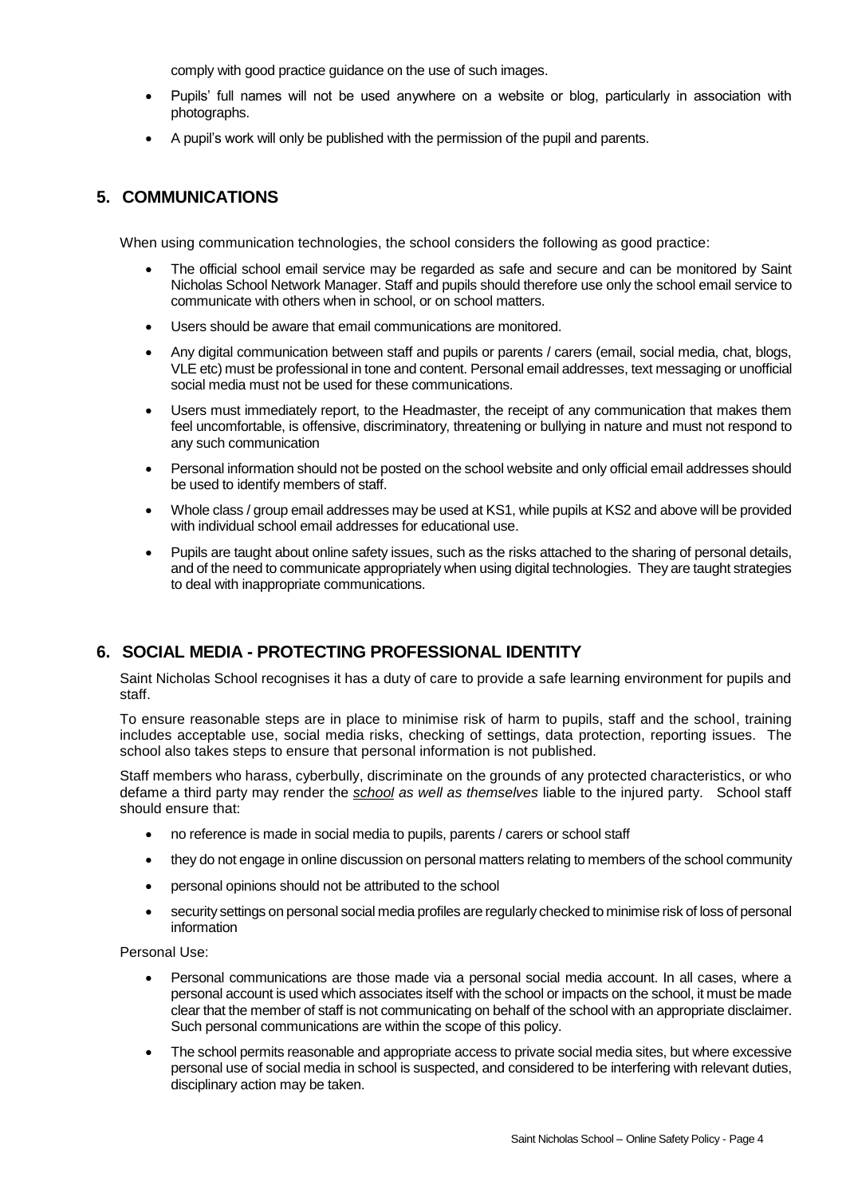comply with good practice guidance on the use of such images.

- Pupils' full names will not be used anywhere on a website or blog, particularly in association with photographs.
- A pupil's work will only be published with the permission of the pupil and parents.

## 5. COMMUNICATIONS

When using communication technologies, the school considers the following as good practice:

- The official school email service may be regarded as safe and secure and can be monitored by Saint Nicholas School Network Manager. Staff and pupils should therefore use only the school email service to communicate with others when in school, or on school matters.
- Users should be aware that email communications are monitored.
- Any digital communication between staff and pupils or parents / carers (email, social media, chat, blogs, VLE etc) must be professional in tone and content. Personal email addresses, text messaging or unofficial social media must not be used for these communications.
- Users must immediately report, to the Headmaster, the receipt of any communication that makes them feel uncomfortable, is offensive, discriminatory, threatening or bullying in nature and must not respond to any such communication
- Personal information should not be posted on the school website and only official email addresses should be used to identify members of staff.
- Whole class / group email addresses may be used at KS1, while pupils at KS2 and above will be provided with individual school email addresses for educational use.
- Pupils are taught about online safety issues, such as the risks attached to the sharing of personal details, and of the need to communicate appropriately when using digital technologies. They are taught strategies to deal with inappropriate communications.

## 6. SOCIAL MEDIA - PROTECTING PROFESSIONAL IDENTITY

Saint Nicholas School recognises it has a duty of care to provide a safe learning environment for pupils and staff.

To ensure reasonable steps are in place to minimise risk of harm to pupils, staff and the school, training includes acceptable use, social media risks, checking of settings, data protection, reporting issues. The school also takes steps to ensure that personal information is not published.

Staff members who harass, cyberbully, discriminate on the grounds of any protected characteristics, or who defame a third party may render the ***school** as well as themselves* liable to the injured party. School staff should ensure that:

- no reference is made in social media to pupils, parents / carers or school staff
- they do not engage in online discussion on personal matters relating to members of the school community
- personal opinions should not be attributed to the school
- security settings on personal social media profiles are regularly checked to minimise risk of loss of personal information

Personal Use:

- Personal communications are those made via a personal social media account. In all cases, where a personal account is used which associates itself with the school or impacts on the school, it must be made clear that the member of staff is not communicating on behalf of the school with an appropriate disclaimer. Such personal communications are within the scope of this policy.
- The school permits reasonable and appropriate access to private social media sites, but where excessive personal use of social media in school is suspected, and considered to be interfering with relevant duties, disciplinary action may be taken.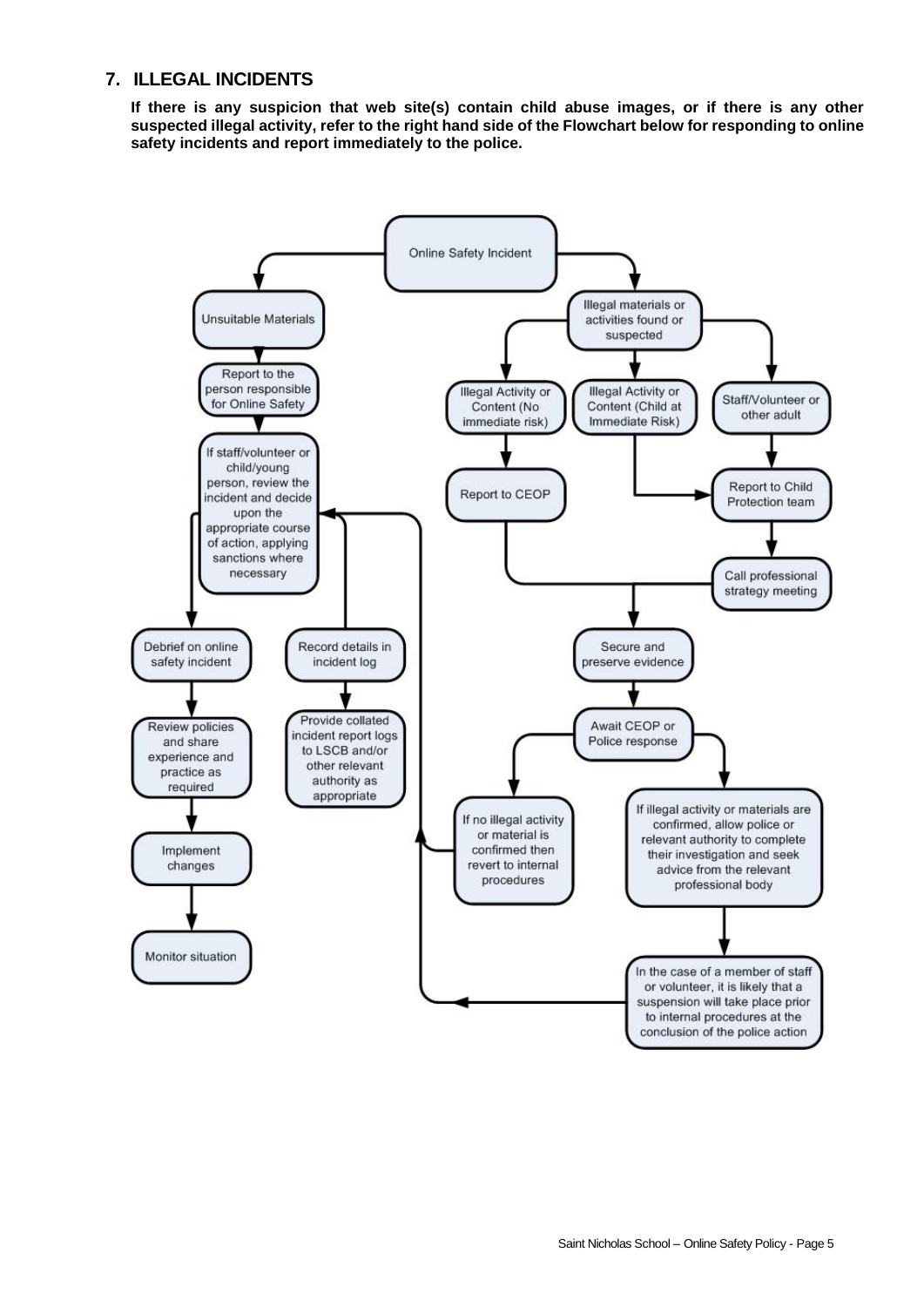## 7. ILLEGAL INCIDENTS

**If there is any suspicion that web site(s) contain child abuse images, or if there is any other suspected illegal activity, refer to the right hand side of the Flowchart below for responding to online safety incidents and report immediately to the police.**

Online Safety Incident

Unsuitable Materials

Report to the person responsible for Online Safety

If staff/volunteer or child/young person, review the incident and decide upon the appropriate course of action, applying sanctions where necessary

Debrief on online safety incident

Review policies and share experience and practice as required

Implement changes

Monitor situation

Record details in incident log

Provide collated incident report logs to LSCB and/or other relevant authority as appropriate

Illegal materials or activities found or suspected

Illegal Activity or Content (No immediate risk)

Illegal Activity or Content (Child at Immediate Risk)

Staff/Volunteer or other adult

Report to CEOP

Report to Child Protection team

Call professional strategy meeting

Secure and preserve evidence

Await CEOP or Police response

If no illegal activity or material is confirmed then revert to internal procedures

If illegal activity or materials are confirmed, allow police or relevant authority to complete their investigation and seek advice from the relevant professional body

In the case of a member of staff or volunteer, it is likely that a suspension will take place prior to internal procedures at the conclusion of the police action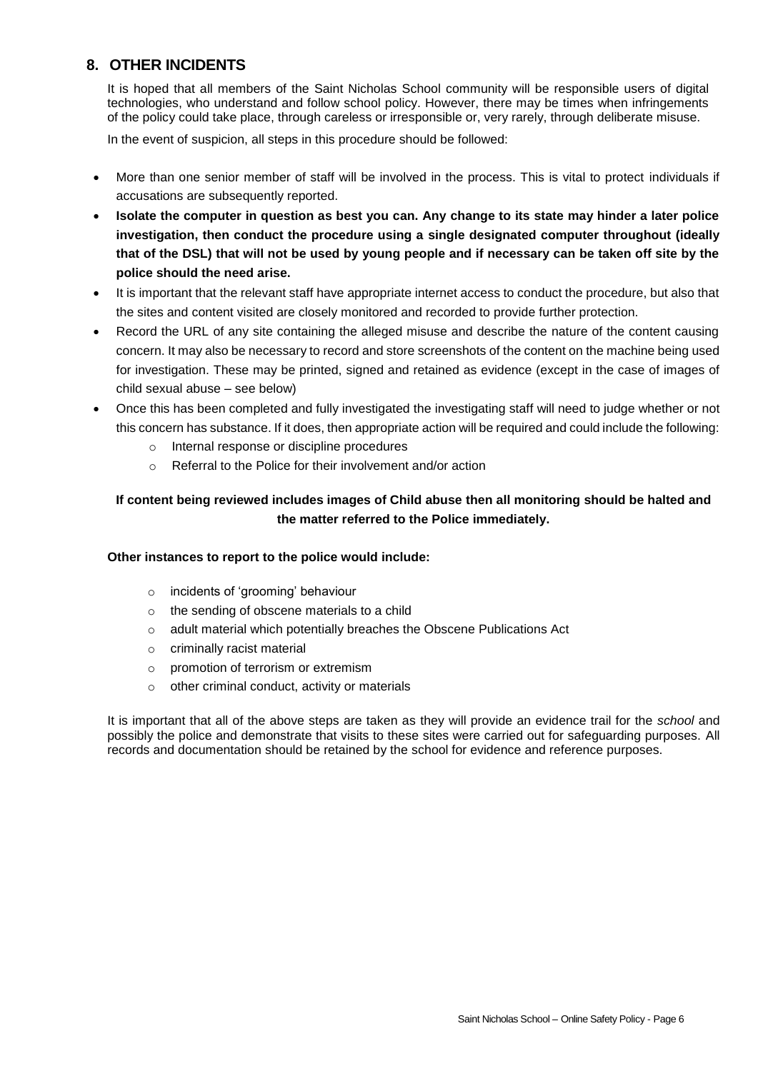## 8. OTHER INCIDENTS

It is hoped that all members of the Saint Nicholas School community will be responsible users of digital technologies, who understand and follow school policy. However, there may be times when infringements of the policy could take place, through careless or irresponsible or, very rarely, through deliberate misuse.

In the event of suspicion, all steps in this procedure should be followed:

- More than one senior member of staff will be involved in the process. This is vital to protect individuals if accusations are subsequently reported.
- **Isolate the computer in question as best you can. Any change to its state may hinder a later police investigation, then conduct the procedure using a single designated computer throughout (ideally that of the DSL) that will not be used by young people and if necessary can be taken off site by the police should the need arise.**
- It is important that the relevant staff have appropriate internet access to conduct the procedure, but also that the sites and content visited are closely monitored and recorded to provide further protection.
- Record the URL of any site containing the alleged misuse and describe the nature of the content causing concern. It may also be necessary to record and store screenshots of the content on the machine being used for investigation. These may be printed, signed and retained as evidence (except in the case of images of child sexual abuse – see below)
- Once this has been completed and fully investigated the investigating staff will need to judge whether or not this concern has substance. If it does, then appropriate action will be required and could include the following:
  - Internal response or discipline procedures
  - Referral to the Police for their involvement and/or action

**If content being reviewed includes images of Child abuse then all monitoring should be halted and the matter referred to the Police immediately.**

**Other instances to report to the police would include:**

- incidents of 'grooming' behaviour
- the sending of obscene materials to a child
- adult material which potentially breaches the Obscene Publications Act
- criminally racist material
- promotion of terrorism or extremism
- other criminal conduct, activity or materials

It is important that all of the above steps are taken as they will provide an evidence trail for the *school* and possibly the police and demonstrate that visits to these sites were carried out for safeguarding purposes. All records and documentation should be retained by the school for evidence and reference purposes.